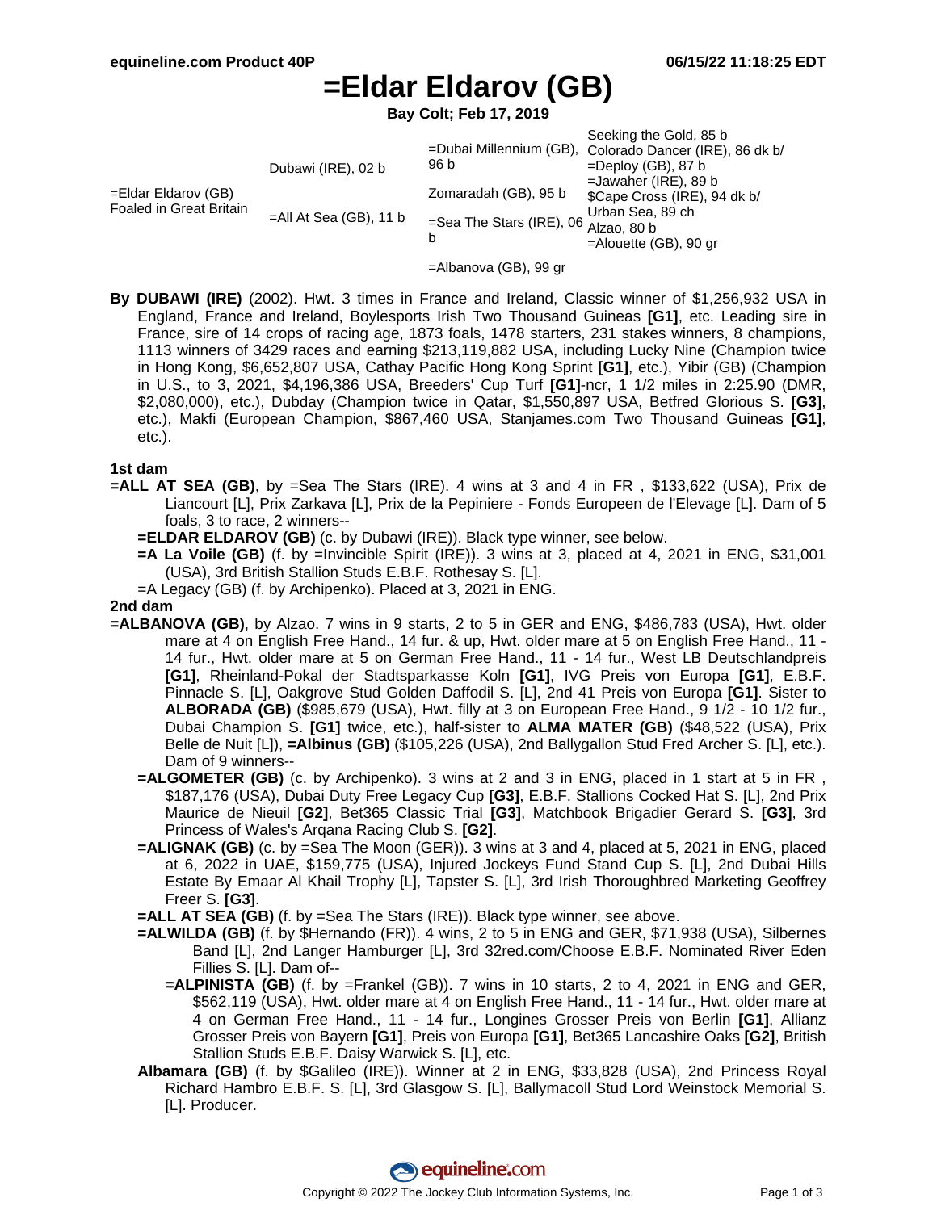# =Eldar Eldarov (GB)

**Bay Colt; Feb 17, 2019**

| | | | |
|---|---|---|---|
| =Eldar Eldarov (GB) Foaled in Great Britain | Dubawi (IRE), 02 b | =Dubai Millennium (GB), 96 b | Seeking the Gold, 85 b |
| | | | Colorado Dancer (IRE), 86 dk b/ |
| | | Zomaradah (GB), 95 b | =Deploy (GB), 87 b |
| | | | =Jawaher (IRE), 89 b |
| | =All At Sea (GB), 11 b | =Sea The Stars (IRE), 06 b | $Cape Cross (IRE), 94 dk b/ |
| | | | Urban Sea, 89 ch |
| | | =Albanova (GB), 99 gr | Alzao, 80 b |
| | | | =Alouette (GB), 90 gr |

**By DUBAWI (IRE)** (2002). Hwt. 3 times in France and Ireland, Classic winner of $1,256,932 USA in England, France and Ireland, Boylesports Irish Two Thousand Guineas **[G1]**, etc. Leading sire in France, sire of 14 crops of racing age, 1873 foals, 1478 starters, 231 stakes winners, 8 champions, 1113 winners of 3429 races and earning $213,119,882 USA, including Lucky Nine (Champion twice in Hong Kong, $6,652,807 USA, Cathay Pacific Hong Kong Sprint **[G1]**, etc.), Yibir (GB) (Champion in U.S., to 3, 2021, $4,196,386 USA, Breeders' Cup Turf **[G1]**-ncr, 1 1/2 miles in 2:25.90 (DMR, $2,080,000), etc.), Dubday (Champion twice in Qatar, $1,550,897 USA, Betfred Glorious S. **[G3]**, etc.), Makfi (European Champion, $867,460 USA, Stanjames.com Two Thousand Guineas **[G1]**, etc.).

## 1st dam

**=ALL AT SEA (GB)**, by =Sea The Stars (IRE). 4 wins at 3 and 4 in FR , $133,622 (USA), Prix de Liancourt [L], Prix Zarkava [L], Prix de la Pepiniere - Fonds Europeen de l'Elevage [L]. Dam of 5 foals, 3 to race, 2 winners--

- **=ELDAR ELDAROV (GB)** (c. by Dubawi (IRE)). Black type winner, see below.
- **=A La Voile (GB)** (f. by =Invincible Spirit (IRE)). 3 wins at 3, placed at 4, 2021 in ENG, $31,001 (USA), 3rd British Stallion Studs E.B.F. Rothesay S. [L].
- =A Legacy (GB) (f. by Archipenko). Placed at 3, 2021 in ENG.

## 2nd dam

**=ALBANOVA (GB)**, by Alzao. 7 wins in 9 starts, 2 to 5 in GER and ENG, $486,783 (USA), Hwt. older mare at 4 on English Free Hand., 14 fur. & up, Hwt. older mare at 5 on English Free Hand., 11 - 14 fur., Hwt. older mare at 5 on German Free Hand., 11 - 14 fur., West LB Deutschlandpreis **[G1]**, Rheinland-Pokal der Stadtsparkasse Koln **[G1]**, IVG Preis von Europa **[G1]**, E.B.F. Pinnacle S. [L], Oakgrove Stud Golden Daffodil S. [L], 2nd 41 Preis von Europa **[G1]**. Sister to **ALBORADA (GB)** ($985,679 (USA), Hwt. filly at 3 on European Free Hand., 9 1/2 - 10 1/2 fur., Dubai Champion S. **[G1]** twice, etc.), half-sister to **ALMA MATER (GB)** ($48,522 (USA), Prix Belle de Nuit [L]), **=Albinus (GB)** ($105,226 (USA), 2nd Ballygallon Stud Fred Archer S. [L], etc.). Dam of 9 winners--

- **=ALGOMETER (GB)** (c. by Archipenko). 3 wins at 2 and 3 in ENG, placed in 1 start at 5 in FR , $187,176 (USA), Dubai Duty Free Legacy Cup **[G3]**, E.B.F. Stallions Cocked Hat S. [L], 2nd Prix Maurice de Nieuil **[G2]**, Bet365 Classic Trial **[G3]**, Matchbook Brigadier Gerard S. **[G3]**, 3rd Princess of Wales's Arqana Racing Club S. **[G2]**.
- **=ALIGNAK (GB)** (c. by =Sea The Moon (GER)). 3 wins at 3 and 4, placed at 5, 2021 in ENG, placed at 6, 2022 in UAE, $159,775 (USA), Injured Jockeys Fund Stand Cup S. [L], 2nd Dubai Hills Estate By Emaar Al Khail Trophy [L], Tapster S. [L], 3rd Irish Thoroughbred Marketing Geoffrey Freer S. **[G3]**.
- **=ALL AT SEA (GB)** (f. by =Sea The Stars (IRE)). Black type winner, see above.
- **=ALWILDA (GB)** (f. by $Hernando (FR)). 4 wins, 2 to 5 in ENG and GER, $71,938 (USA), Silbernes Band [L], 2nd Langer Hamburger [L], 3rd 32red.com/Choose E.B.F. Nominated River Eden Fillies S. [L]. Dam of--
  - **=ALPINISTA (GB)** (f. by =Frankel (GB)). 7 wins in 10 starts, 2 to 4, 2021 in ENG and GER, $562,119 (USA), Hwt. older mare at 4 on English Free Hand., 11 - 14 fur., Hwt. older mare at 4 on German Free Hand., 11 - 14 fur., Longines Grosser Preis von Berlin **[G1]**, Allianz Grosser Preis von Bayern **[G1]**, Preis von Europa **[G1]**, Bet365 Lancashire Oaks **[G2]**, British Stallion Studs E.B.F. Daisy Warwick S. [L], etc.
- **Albamara (GB)** (f. by $Galileo (IRE)). Winner at 2 in ENG, $33,828 (USA), 2nd Princess Royal Richard Hambro E.B.F. S. [L], 3rd Glasgow S. [L], Ballymacoll Stud Lord Weinstock Memorial S. [L]. Producer.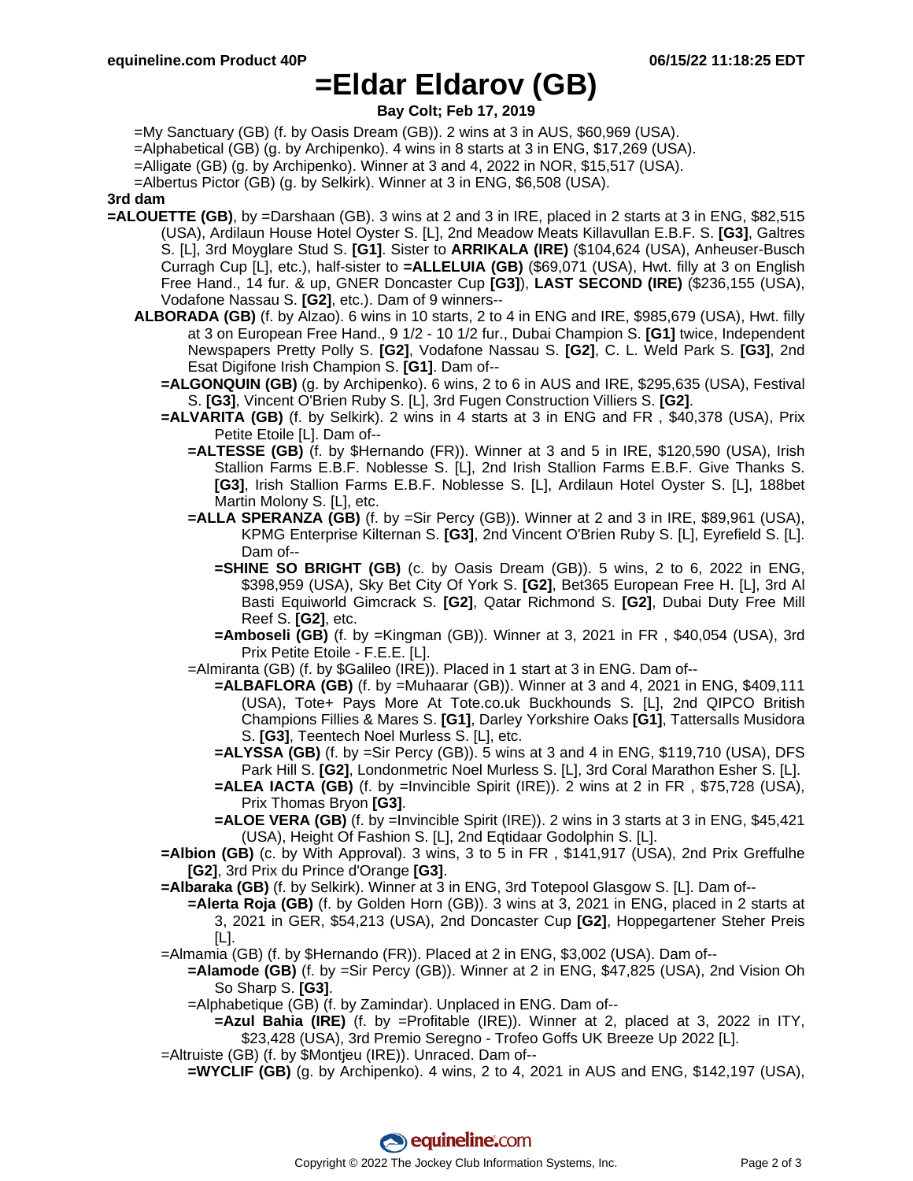# =Eldar Eldarov (GB)

**Bay Colt; Feb 17, 2019**

=My Sanctuary (GB) (f. by Oasis Dream (GB)). 2 wins at 3 in AUS, $60,969 (USA).
=Alphabetical (GB) (g. by Archipenko). 4 wins in 8 starts at 3 in ENG, $17,269 (USA).
=Alligate (GB) (g. by Archipenko). Winner at 3 and 4, 2022 in NOR, $15,517 (USA).
=Albertus Pictor (GB) (g. by Selkirk). Winner at 3 in ENG, $6,508 (USA).

**3rd dam**

**=ALOUETTE (GB)**, by =Darshaan (GB). 3 wins at 2 and 3 in IRE, placed in 2 starts at 3 in ENG, $82,515 (USA), Ardilaun House Hotel Oyster S. [L], 2nd Meadow Meats Killavullan E.B.F. S. **[G3]**, Galtres S. [L], 3rd Moyglare Stud S. **[G1]**. Sister to **ARRIKALA (IRE)** ($104,624 (USA), Anheuser-Busch Curragh Cup [L], etc.), half-sister to **=ALLELUIA (GB)** ($69,071 (USA), Hwt. filly at 3 on English Free Hand., 14 fur. & up, GNER Doncaster Cup **[G3]**), **LAST SECOND (IRE)** ($236,155 (USA), Vodafone Nassau S. **[G2]**, etc.). Dam of 9 winners--

**ALBORADA (GB)** (f. by Alzao). 6 wins in 10 starts, 2 to 4 in ENG and IRE, $985,679 (USA), Hwt. filly at 3 on European Free Hand., 9 1/2 - 10 1/2 fur., Dubai Champion S. **[G1]** twice, Independent Newspapers Pretty Polly S. **[G2]**, Vodafone Nassau S. **[G2]**, C. L. Weld Park S. **[G3]**, 2nd Esat Digifone Irish Champion S. **[G1]**. Dam of--

**=ALGONQUIN (GB)** (g. by Archipenko). 6 wins, 2 to 6 in AUS and IRE, $295,635 (USA), Festival S. **[G3]**, Vincent O'Brien Ruby S. [L], 3rd Fugen Construction Villiers S. **[G2]**.

**=ALVARITA (GB)** (f. by Selkirk). 2 wins in 4 starts at 3 in ENG and FR , $40,378 (USA), Prix Petite Etoile [L]. Dam of--

**=ALTESSE (GB)** (f. by $Hernando (FR)). Winner at 3 and 5 in IRE, $120,590 (USA), Irish Stallion Farms E.B.F. Noblesse S. [L], 2nd Irish Stallion Farms E.B.F. Give Thanks S. **[G3]**, Irish Stallion Farms E.B.F. Noblesse S. [L], Ardilaun Hotel Oyster S. [L], 188bet Martin Molony S. [L], etc.

**=ALLA SPERANZA (GB)** (f. by =Sir Percy (GB)). Winner at 2 and 3 in IRE, $89,961 (USA), KPMG Enterprise Kilternan S. **[G3]**, 2nd Vincent O'Brien Ruby S. [L], Eyrefield S. [L]. Dam of--

**=SHINE SO BRIGHT (GB)** (c. by Oasis Dream (GB)). 5 wins, 2 to 6, 2022 in ENG, $398,959 (USA), Sky Bet City Of York S. **[G2]**, Bet365 European Free H. [L], 3rd Al Basti Equiworld Gimcrack S. **[G2]**, Qatar Richmond S. **[G2]**, Dubai Duty Free Mill Reef S. **[G2]**, etc.

**=Amboseli (GB)** (f. by =Kingman (GB)). Winner at 3, 2021 in FR , $40,054 (USA), 3rd Prix Petite Etoile - F.E.E. [L].

=Almiranta (GB) (f. by $Galileo (IRE)). Placed in 1 start at 3 in ENG. Dam of--

**=ALBAFLORA (GB)** (f. by =Muhaarar (GB)). Winner at 3 and 4, 2021 in ENG, $409,111 (USA), Tote+ Pays More At Tote.co.uk Buckhounds S. [L], 2nd QIPCO British Champions Fillies & Mares S. **[G1]**, Darley Yorkshire Oaks **[G1]**, Tattersalls Musidora S. **[G3]**, Teentech Noel Murless S. [L], etc.

**=ALYSSA (GB)** (f. by =Sir Percy (GB)). 5 wins at 3 and 4 in ENG, $119,710 (USA), DFS Park Hill S. **[G2]**, Londonmetric Noel Murless S. [L], 3rd Coral Marathon Esher S. [L].

**=ALEA IACTA (GB)** (f. by =Invincible Spirit (IRE)). 2 wins at 2 in FR , $75,728 (USA), Prix Thomas Bryon **[G3]**.

**=ALOE VERA (GB)** (f. by =Invincible Spirit (IRE)). 2 wins in 3 starts at 3 in ENG, $45,421 (USA), Height Of Fashion S. [L], 2nd Eqtidaar Godolphin S. [L].

**=Albion (GB)** (c. by With Approval). 3 wins, 3 to 5 in FR , $141,917 (USA), 2nd Prix Greffulhe **[G2]**, 3rd Prix du Prince d'Orange **[G3]**.

**=Albaraka (GB)** (f. by Selkirk). Winner at 3 in ENG, 3rd Totepool Glasgow S. [L]. Dam of--

**=Alerta Roja (GB)** (f. by Golden Horn (GB)). 3 wins at 3, 2021 in ENG, placed in 2 starts at 3, 2021 in GER, $54,213 (USA), 2nd Doncaster Cup **[G2]**, Hoppegartener Steher Preis [L].

=Almamia (GB) (f. by $Hernando (FR)). Placed at 2 in ENG, $3,002 (USA). Dam of--

**=Alamode (GB)** (f. by =Sir Percy (GB)). Winner at 2 in ENG, $47,825 (USA), 2nd Vision Oh So Sharp S. **[G3]**.

=Alphabetique (GB) (f. by Zamindar). Unplaced in ENG. Dam of--

**=Azul Bahia (IRE)** (f. by =Profitable (IRE)). Winner at 2, placed at 3, 2022 in ITY, $23,428 (USA), 3rd Premio Seregno - Trofeo Goffs UK Breeze Up 2022 [L].

=Altruiste (GB) (f. by $Montjeu (IRE)). Unraced. Dam of--

**=WYCLIF (GB)** (g. by Archipenko). 4 wins, 2 to 4, 2021 in AUS and ENG, $142,197 (USA),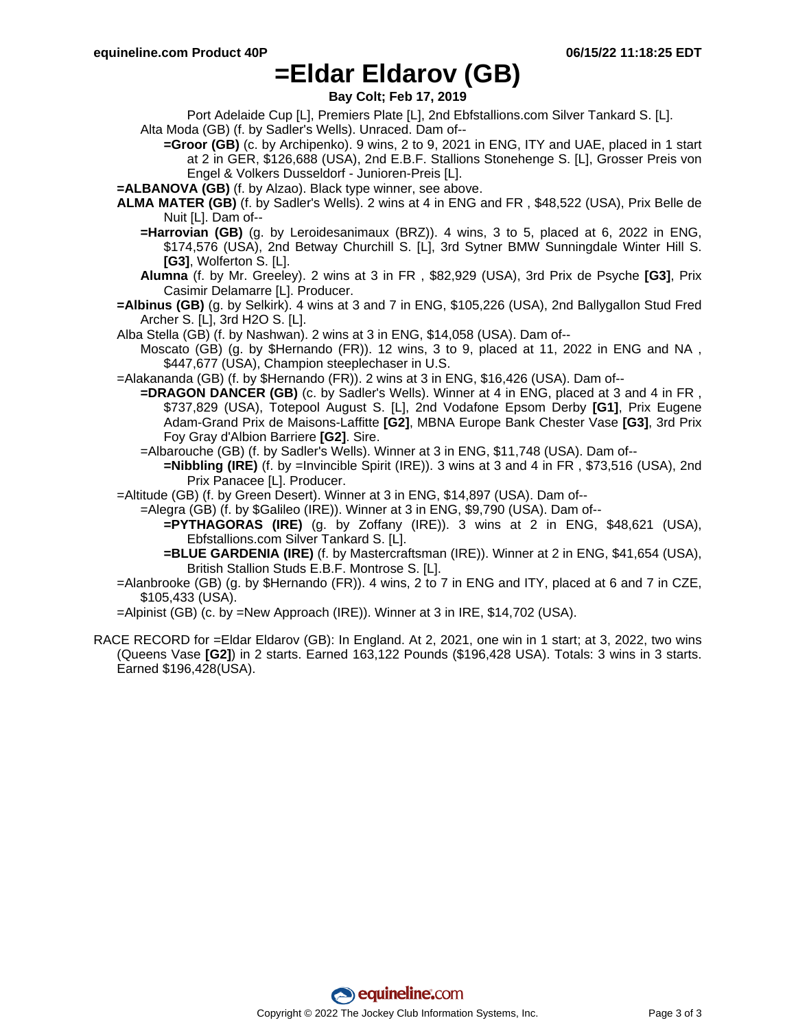# =Eldar Eldarov (GB)

**Bay Colt; Feb 17, 2019**

Port Adelaide Cup [L], Premiers Plate [L], 2nd Ebfstallions.com Silver Tankard S. [L].

Alta Moda (GB) (f. by Sadler's Wells). Unraced. Dam of--

**=Groor (GB)** (c. by Archipenko). 9 wins, 2 to 9, 2021 in ENG, ITY and UAE, placed in 1 start at 2 in GER, $126,688 (USA), 2nd E.B.F. Stallions Stonehenge S. [L], Grosser Preis von Engel & Volkers Dusseldorf - Junioren-Preis [L].

**=ALBANOVA (GB)** (f. by Alzao). Black type winner, see above.

**ALMA MATER (GB)** (f. by Sadler's Wells). 2 wins at 4 in ENG and FR , $48,522 (USA), Prix Belle de Nuit [L]. Dam of--

**=Harrovian (GB)** (g. by Leroidesanimaux (BRZ)). 4 wins, 3 to 5, placed at 6, 2022 in ENG, $174,576 (USA), 2nd Betway Churchill S. [L], 3rd Sytner BMW Sunningdale Winter Hill S. **[G3]**, Wolferton S. [L].

**Alumna** (f. by Mr. Greeley). 2 wins at 3 in FR , $82,929 (USA), 3rd Prix de Psyche **[G3]**, Prix Casimir Delamarre [L]. Producer.

**=Albinus (GB)** (g. by Selkirk). 4 wins at 3 and 7 in ENG, $105,226 (USA), 2nd Ballygallon Stud Fred Archer S. [L], 3rd H2O S. [L].

Alba Stella (GB) (f. by Nashwan). 2 wins at 3 in ENG, $14,058 (USA). Dam of--

Moscato (GB) (g. by $Hernando (FR)). 12 wins, 3 to 9, placed at 11, 2022 in ENG and NA , $447,677 (USA), Champion steeplechaser in U.S.

=Alakananda (GB) (f. by $Hernando (FR)). 2 wins at 3 in ENG, $16,426 (USA). Dam of--

**=DRAGON DANCER (GB)** (c. by Sadler's Wells). Winner at 4 in ENG, placed at 3 and 4 in FR , $737,829 (USA), Totepool August S. [L], 2nd Vodafone Epsom Derby **[G1]**, Prix Eugene Adam-Grand Prix de Maisons-Laffitte **[G2]**, MBNA Europe Bank Chester Vase **[G3]**, 3rd Prix Foy Gray d'Albion Barriere **[G2]**. Sire.

=Albarouche (GB) (f. by Sadler's Wells). Winner at 3 in ENG, $11,748 (USA). Dam of--

**=Nibbling (IRE)** (f. by =Invincible Spirit (IRE)). 3 wins at 3 and 4 in FR , $73,516 (USA), 2nd Prix Panacee [L]. Producer.

=Altitude (GB) (f. by Green Desert). Winner at 3 in ENG, $14,897 (USA). Dam of--

=Alegra (GB) (f. by $Galileo (IRE)). Winner at 3 in ENG, $9,790 (USA). Dam of--

**=PYTHAGORAS (IRE)** (g. by Zoffany (IRE)). 3 wins at 2 in ENG, $48,621 (USA), Ebfstallions.com Silver Tankard S. [L].

**=BLUE GARDENIA (IRE)** (f. by Mastercraftsman (IRE)). Winner at 2 in ENG, $41,654 (USA), British Stallion Studs E.B.F. Montrose S. [L].

=Alanbrooke (GB) (g. by $Hernando (FR)). 4 wins, 2 to 7 in ENG and ITY, placed at 6 and 7 in CZE, $105,433 (USA).

=Alpinist (GB) (c. by =New Approach (IRE)). Winner at 3 in IRE, $14,702 (USA).

RACE RECORD for =Eldar Eldarov (GB): In England. At 2, 2021, one win in 1 start; at 3, 2022, two wins (Queens Vase **[G2]**) in 2 starts. Earned 163,122 Pounds ($196,428 USA). Totals: 3 wins in 3 starts. Earned $196,428(USA).